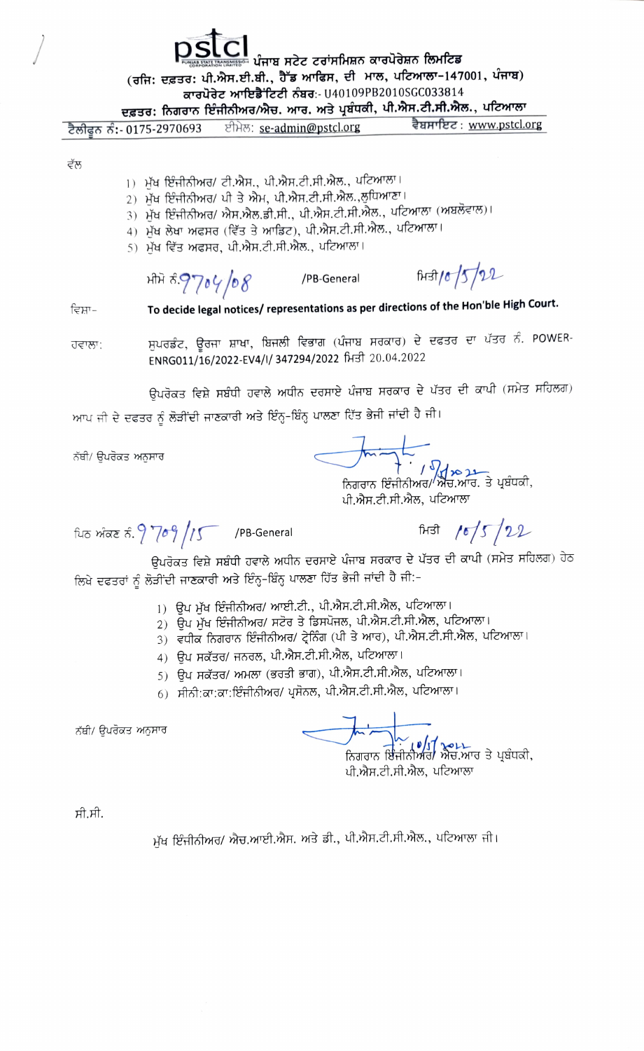**pstcl** **ਪੰਜਾਬ ਸਟੇਟ ਟਰਾਂਸਮਿਸ਼ਨ ਕਾਰਪੋਰੇਸ਼ਨ ਲਿਮਟਿਡ**

**(ਰਜਿ: ਦਫ਼ਤਰ: ਪੀ.ਐਸ.ਈ.ਬੀ., ਹੈੱਡ ਆਫਿਸ, ਦੀ ਮਾਲ, ਪਟਿਆਲਾ-147001, ਪੰਜਾਬ)**

**ਕਾਰਪੋਰੇਟ ਆਇਡੈਂਟਿਟੀ ਨੰਬਰ:- U40109PB2010SGC033814**

**ਦਫ਼ਤਰ: ਨਿਗਰਾਨ ਇੰਜੀਨੀਅਰ/ਐਚ. ਆਰ. ਅਤੇ ਪ੍ਰਬੰਧਕੀ, ਪੀ.ਐਸ.ਟੀ.ਸੀ.ਐਲ., ਪਟਿਆਲਾ**

ਟੈਲੀਫੂਨ ਨੰ:- 0175-2970693 ਈਮੇਲ: se-admin@pstcl.org ਵੈਬਸਾਇਟ: www.pstcl.org

ਵੱਲ

1) ਮੁੱਖ ਇੰਜੀਨੀਅਰ/ ਟੀ.ਐਸ., ਪੀ.ਐਸ.ਟੀ.ਸੀ.ਐਲ., ਪਟਿਆਲਾ।
2) ਮੁੱਖ ਇੰਜੀਨੀਅਰ/ ਪੀ ਤੇ ਐਮ, ਪੀ.ਐਸ.ਟੀ.ਸੀ.ਐਲ.,ਲੁਧਿਆਣਾ।
3) ਮੁੱਖ ਇੰਜੀਨੀਅਰ/ ਐਸ.ਐਲ.ਡੀ.ਸੀ., ਪੀ.ਐਸ.ਟੀ.ਸੀ.ਐਲ., ਪਟਿਆਲਾ (ਅਬਲੋਵਾਲ)।
4) ਮੁੱਖ ਲੇਖਾ ਅਫਸਰ (ਵਿੱਤ ਤੇ ਆਡਿਟ), ਪੀ.ਐਸ.ਟੀ.ਸੀ.ਐਲ., ਪਟਿਆਲਾ।
5) ਮੁੱਖ ਵਿੱਤ ਅਫਸਰ, ਪੀ.ਐਸ.ਟੀ.ਸੀ.ਐਲ., ਪਟਿਆਲਾ।

ਮੀਮੋ ਨੰ. 9704/08 /PB-General ਮਿਤੀ 10/5/22

ਵਿਸ਼ਾ- **To decide legal notices/ representations as per directions of the Hon'ble High Court.**

ਹਵਾਲਾ: ਸੁਪਰਡੰਟ, ਊਰਜਾ ਸ਼ਾਖਾ, ਬਿਜਲੀ ਵਿਭਾਗ (ਪੰਜਾਬ ਸਰਕਾਰ) ਦੇ ਦਫਤਰ ਦਾ ਪੱਤਰ ਨੰ. POWER-ENRG011/16/2022-EV4/I/ 347294/2022 ਮਿਤੀ 20.04.2022

ਉਪਰੋਕਤ ਵਿਸ਼ੇ ਸਬੰਧੀ ਹਵਾਲੇ ਅਧੀਨ ਦਰਸਾਏ ਪੰਜਾਬ ਸਰਕਾਰ ਦੇ ਪੱਤਰ ਦੀ ਕਾਪੀ (ਸਮੇਤ ਸਹਿਲਗ) ਆਪ ਜੀ ਦੇ ਦਫਤਰ ਨੂੰ ਲੋੜੀਂਦੀ ਜਾਣਕਾਰੀ ਅਤੇ ਇੰਨ੍ਹ-ਬਿੰਨ੍ਹ ਪਾਲਣਾ ਹਿੱਤ ਭੇਜੀ ਜਾਂਦੀ ਹੈ ਜੀ।

ਨੱਥੀ/ ਉਪਰੋਕਤ ਅਨੁਸਾਰ

(Signature) 10/5/2022
ਨਿਗਰਾਨ ਇੰਜੀਨੀਅਰ/ ਐਚ.ਆਰ. ਤੇ ਪ੍ਰਬੰਧਕੀ,
ਪੀ.ਐਸ.ਟੀ.ਸੀ.ਐਲ, ਪਟਿਆਲਾ

ਪਿਠ ਅੰਕਣ ਨੰ. 9709/15 /PB-General ਮਿਤੀ 10/5/22

ਉਪਰੋਕਤ ਵਿਸ਼ੇ ਸਬੰਧੀ ਹਵਾਲੇ ਅਧੀਨ ਦਰਸਾਏ ਪੰਜਾਬ ਸਰਕਾਰ ਦੇ ਪੱਤਰ ਦੀ ਕਾਪੀ (ਸਮੇਤ ਸਹਿਲਗ) ਹੇਠ ਲਿਖੇ ਦਫਤਰਾਂ ਨੂੰ ਲੋੜੀਂਦੀ ਜਾਣਕਾਰੀ ਅਤੇ ਇੰਨ੍ਹ-ਬਿੰਨ੍ਹ ਪਾਲਣਾ ਹਿੱਤ ਭੇਜੀ ਜਾਂਦੀ ਹੈ ਜੀ:-

1) ਉਪ ਮੁੱਖ ਇੰਜੀਨੀਅਰ/ ਆਈ.ਟੀ., ਪੀ.ਐਸ.ਟੀ.ਸੀ.ਐਲ, ਪਟਿਆਲਾ।
2) ਉਪ ਮੁੱਖ ਇੰਜੀਨੀਅਰ/ ਸਟੋਰ ਤੇ ਡਿਸਪੋਜ਼ਲ, ਪੀ.ਐਸ.ਟੀ.ਸੀ.ਐਲ, ਪਟਿਆਲਾ।
3) ਵਧੀਕ ਨਿਗਰਾਨ ਇੰਜੀਨੀਅਰ/ ਟ੍ਰੇਨਿੰਗ (ਪੀ ਤੇ ਆਰ), ਪੀ.ਐਸ.ਟੀ.ਸੀ.ਐਲ, ਪਟਿਆਲਾ।
4) ਉਪ ਸਕੱਤਰ/ ਜਨਰਲ, ਪੀ.ਐਸ.ਟੀ.ਸੀ.ਐਲ, ਪਟਿਆਲਾ।
5) ਉਪ ਸਕੱਤਰ/ ਅਮਲਾ (ਭਰਤੀ ਭਾਗ), ਪੀ.ਐਸ.ਟੀ.ਸੀ.ਐਲ, ਪਟਿਆਲਾ।
6) ਸੀਨੀ:ਕਾ:ਕਾ:ਇੰਜੀਨੀਅਰ/ ਪ੍ਰਸੋਨਲ, ਪੀ.ਐਸ.ਟੀ.ਸੀ.ਐਲ, ਪਟਿਆਲਾ।

ਨੱਥੀ/ ਉਪਰੋਕਤ ਅਨੁਸਾਰ

(Signature) 10/5/2022
ਨਿਗਰਾਨ ਇੰਜੀਨੀਅਰ/ ਐਚ.ਆਰ ਤੇ ਪ੍ਰਬੰਧਕੀ,
ਪੀ.ਐਸ.ਟੀ.ਸੀ.ਐਲ, ਪਟਿਆਲਾ

ਸੀ.ਸੀ.

ਮੁੱਖ ਇੰਜੀਨੀਅਰ/ ਐਚ.ਆਈ.ਐਸ. ਅਤੇ ਡੀ., ਪੀ.ਐਸ.ਟੀ.ਸੀ.ਐਲ., ਪਟਿਆਲਾ ਜੀ।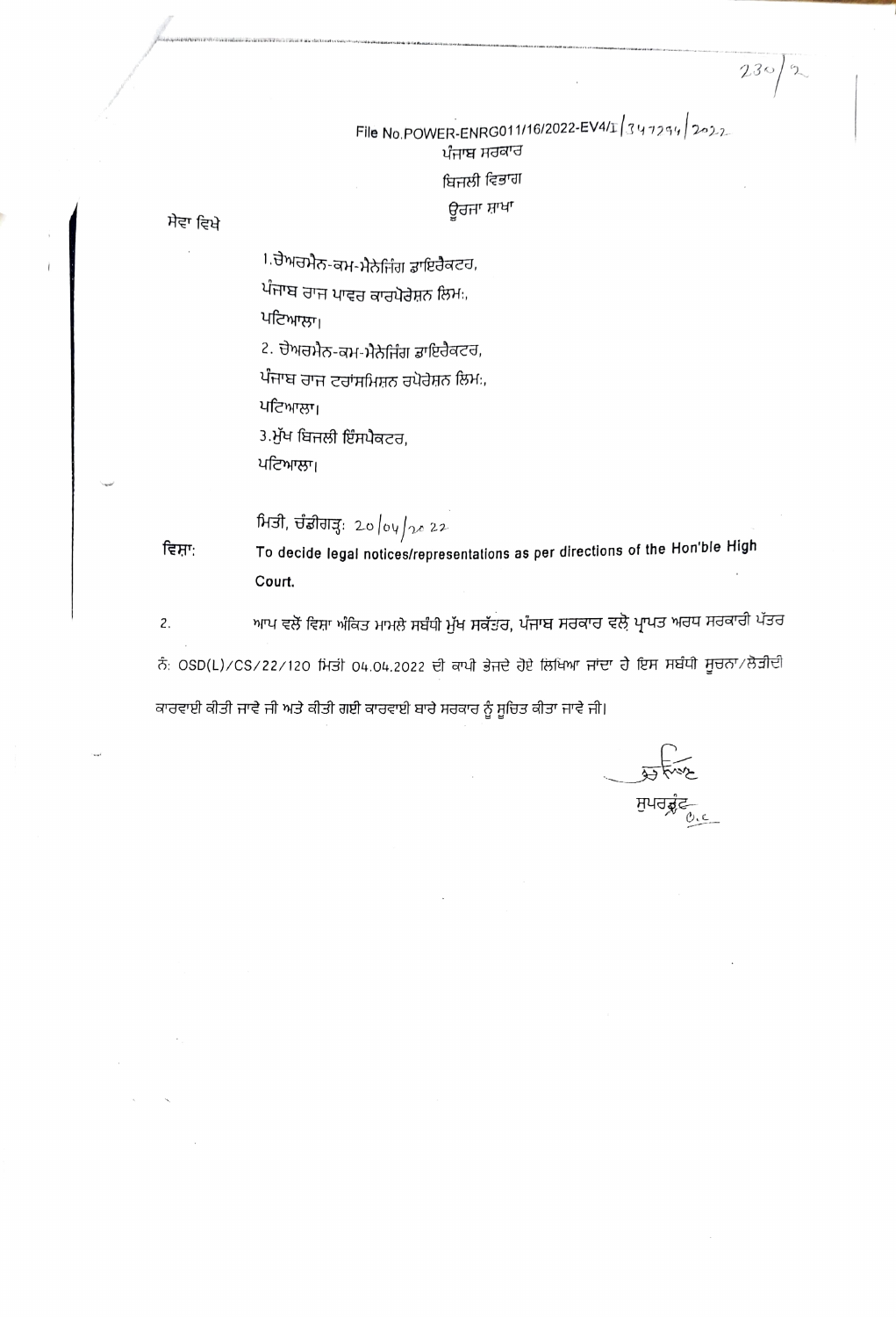File No.POWER-ENRG011/16/2022-EV4/1/347294/2022

ਪੰਜਾਬ ਸਰਕਾਰ

ਬਿਜਲੀ ਵਿਭਾਗ

ਊਰਜਾ ਸ਼ਾਖਾ

ਸੇਵਾ ਵਿਖੇ

1. ਚੇਅਰਮੈਨ-ਕਮ-ਮੈਨੇਜਿੰਗ ਡਾਇਰੈਕਟਰ,
ਪੰਜਾਬ ਰਾਜ ਪਾਵਰ ਕਾਰਪੋਰੇਸ਼ਨ ਲਿਮ:,
ਪਟਿਆਲਾ।

2. ਚੇਅਰਮੈਨ-ਕਮ-ਮੈਨੇਜਿੰਗ ਡਾਇਰੈਕਟਰ,
ਪੰਜਾਬ ਰਾਜ ਟਰਾਂਸਮਿਸ਼ਨ ਕਾਰਪੋਰੇਸ਼ਨ ਲਿਮ:,
ਪਟਿਆਲਾ।

3. ਮੁੱਖ ਬਿਜਲੀ ਇੰਸਪੈਕਟਰ,
ਪਟਿਆਲਾ।

ਮਿਤੀ, ਚੰਡੀਗੜ੍ਹ: 20/04/2022

ਵਿਸ਼ਾ: To decide legal notices/representations as per directions of the Hon'ble High Court.

2. ਆਪ ਵਲੋਂ ਵਿਸ਼ਾ ਅੰਕਿਤ ਮਾਮਲੇ ਸਬੰਧੀ ਮੁੱਖ ਸਕੱਤਰ, ਪੰਜਾਬ ਸਰਕਾਰ ਵਲੋਂ ਪ੍ਰਾਪਤ ਅਰਧ ਸਰਕਾਰੀ ਪੱਤਰ ਨੰ: OSD(L)/CS/22/120 ਮਿਤੀ 04.04.2022 ਦੀ ਕਾਪੀ ਭੇਜਦੇ ਹੋਏ ਲਿਖਿਆ ਜਾਂਦਾ ਹੈ ਇਸ ਸਬੰਧੀ ਸੂਚਨਾ/ਲੋੜੀਂਦੀ ਕਾਰਵਾਈ ਕੀਤੀ ਜਾਵੇ ਜੀ ਅਤੇ ਕੀਤੀ ਗਈ ਕਾਰਵਾਈ ਬਾਰੇ ਸਰਕਾਰ ਨੂੰ ਸੂਚਿਤ ਕੀਤਾ ਜਾਵੇ ਜੀ।

ਸੁਪਰਡੰਟ O.C.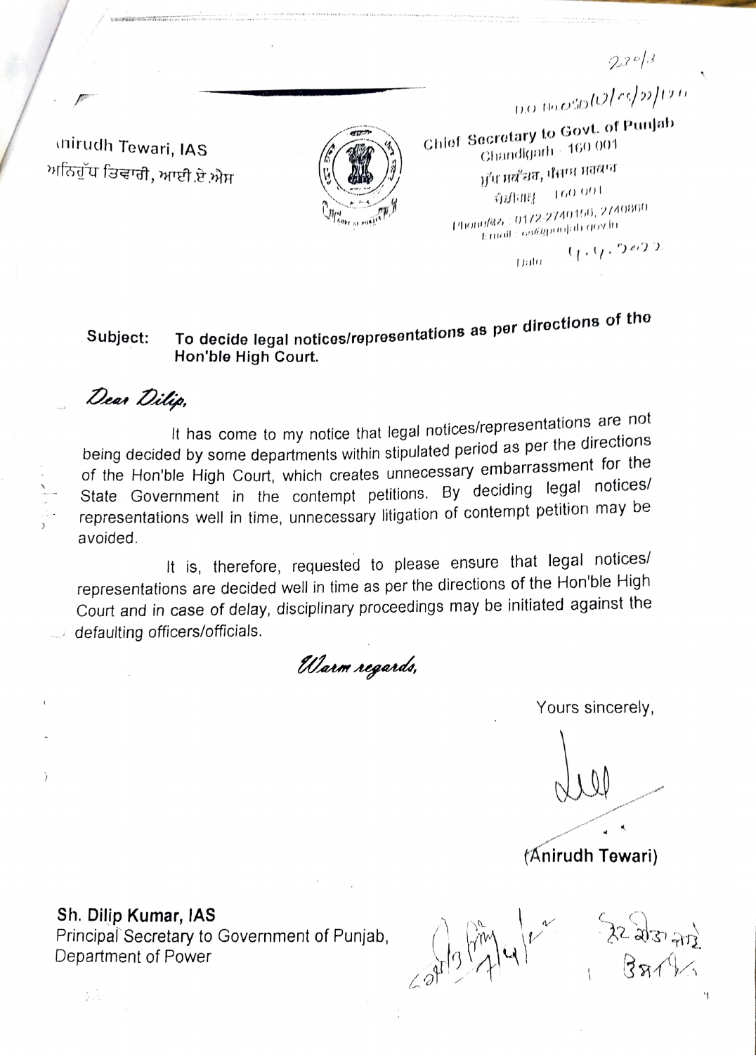2203

Anirudh Tewari, IAS
ਅਨਿਰੁੱਧ ਤਿਵਾਰੀ, ਆਈ.ਏ.ਐਸ

D.O. No. OSD(C)/CS/22/120

Chief Secretary to Govt. of Punjab
Chandigarh - 160 001
ਮੁੱਖ ਸਕੱਤਰ, ਪੰਜਾਬ ਸਰਕਾਰ
ਚੰਡੀਗੜ੍ਹ - 160 001
Phone/Fax : 0172-2740156, 2740860
Email : cs@punjab.gov.in

Dated: 1.4.2022

**Subject: To decide legal notices/representations as per directions of the Hon'ble High Court.**

*Dear Dilip,*

It has come to my notice that legal notices/representations are not being decided by some departments within stipulated period as per the directions of the Hon'ble High Court, which creates unnecessary embarrassment for the State Government in the contempt petitions. By deciding legal notices/ representations well in time, unnecessary litigation of contempt petition may be avoided.

It is, therefore, requested to please ensure that legal notices/ representations are decided well in time as per the directions of the Hon'ble High Court and in case of delay, disciplinary proceedings may be initiated against the defaulting officers/officials.

*Warm regards,*

Yours sincerely,

(Anirudh Tewari)

**Sh. Dilip Kumar, IAS**
Principal Secretary to Government of Punjab,
Department of Power